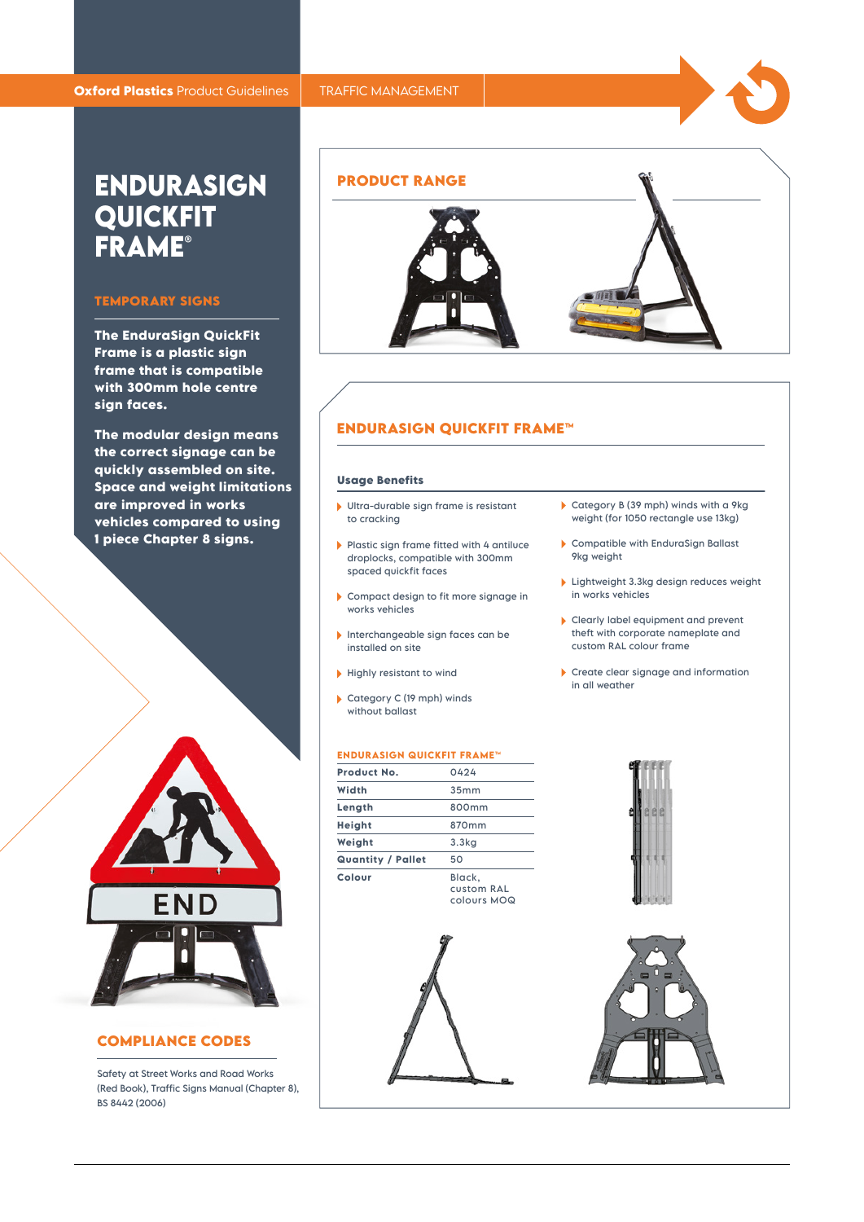Oxford Plastics Product Guidelines | TRAFFIC MANAGEMENT

# ENDURASIGN QUICKFIT FRAME®

## TEMPORARY SIGNS

**The EnduraSign QuickFit Frame is a plastic sign frame that is compatible with 300mm hole centre sign faces.**

**The modular design means the correct signage can be quickly assembled on site. Space and weight limitations are improved in works vehicles compared to using 1 piece Chapter 8 signs.**

## COMPLIANCE CODES

Safety at Street Works and Road Works (Red Book), Traffic Signs Manual (Chapter 8), BS 8442 (2006)

## PRODUCT RANGE

## ENDURASIGN QUICKFIT FRAME™

### Usage Benefits

- Ultra-durable sign frame is resistant to cracking
- Plastic sign frame fitted with 4 antiluce droplocks, compatible with 300mm spaced quickfit faces
- Compact design to fit more signage in works vehicles
- Interchangeable sign faces can be installed on site
- Highly resistant to wind
- Category C (19 mph) winds without ballast
- Category B (39 mph) winds with a 9kg weight (for 1050 rectangle use 13kg)
- Compatible with EnduraSign Ballast 9kg weight
- Lightweight 3.3kg design reduces weight in works vehicles
- Clearly label equipment and prevent theft with corporate nameplate and custom RAL colour frame
- Create clear signage and information in all weather

### ENDURASIGN QUICKFIT FRAME™

| | |
|---|---|
| **Product No.** | 0424 |
| **Width** | 35mm |
| **Length** | 800mm |
| **Height** | 870mm |
| **Weight** | 3.3kg |
| **Quantity / Pallet** | 50 |
| **Colour** | Black, custom RAL colours MOQ |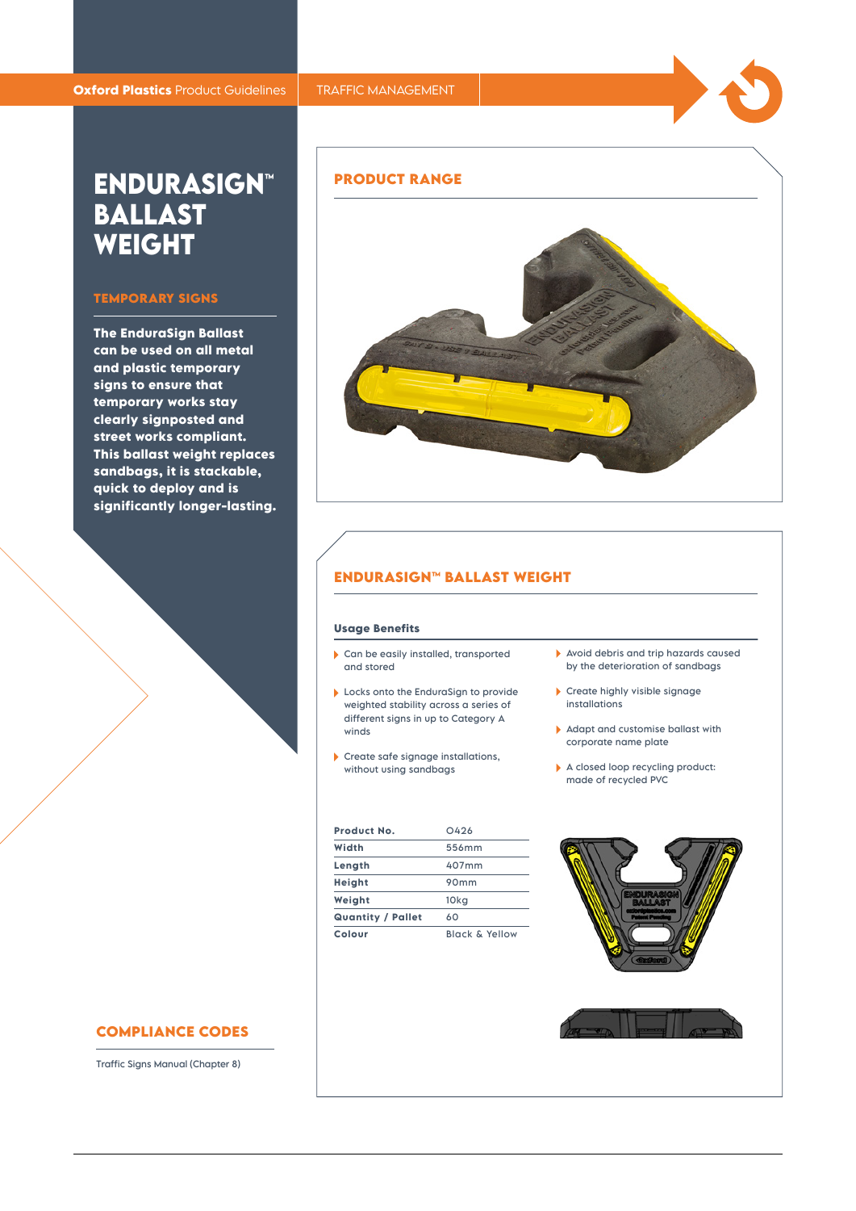# ENDURASIGN™ BALLAST WEIGHT

## TEMPORARY SIGNS

**The EnduraSign Ballast can be used on all metal and plastic temporary signs to ensure that temporary works stay clearly signposted and street works compliant. This ballast weight replaces sandbags, it is stackable, quick to deploy and is significantly longer-lasting.**

## COMPLIANCE CODES

Traffic Signs Manual (Chapter 8)

## PRODUCT RANGE

## ENDURASIGN™ BALLAST WEIGHT

### Usage Benefits

- Can be easily installed, transported and stored
- Locks onto the EnduraSign to provide weighted stability across a series of different signs in up to Category A winds
- Create safe signage installations, without using sandbags
- Avoid debris and trip hazards caused by the deterioration of sandbags
- Create highly visible signage installations
- Adapt and customise ballast with corporate name plate
- A closed loop recycling product: made of recycled PVC

| | |
|---|---|
| **Product No.** | 0426 |
| **Width** | 556mm |
| **Length** | 407mm |
| **Height** | 90mm |
| **Weight** | 10kg |
| **Quantity / Pallet** | 60 |
| **Colour** | Black & Yellow |